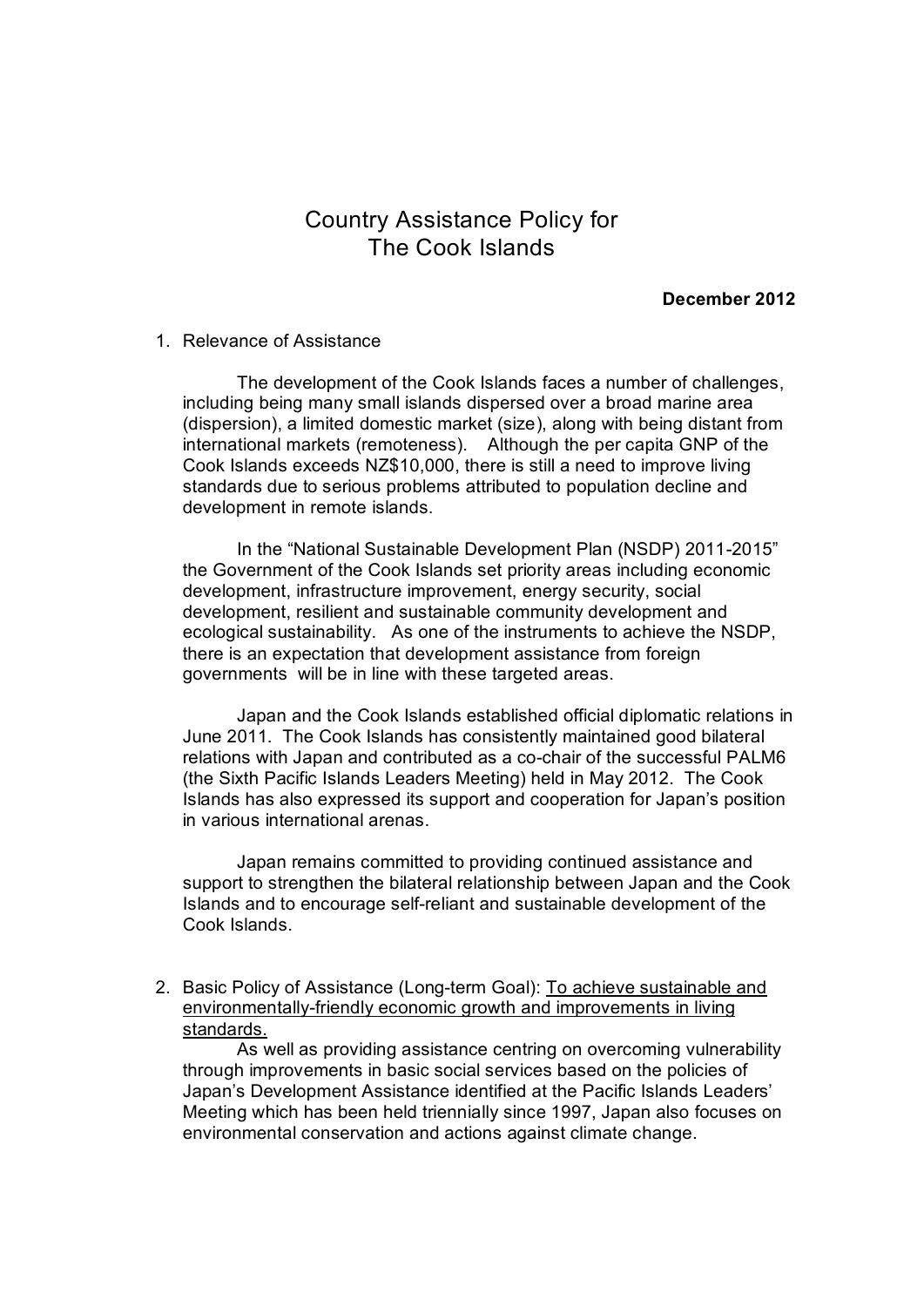# Country Assistance Policy for The Cook Islands

**December 2012**

1. Relevance of Assistance

   The development of the Cook Islands faces a number of challenges, including being many small islands dispersed over a broad marine area (dispersion), a limited domestic market (size), along with being distant from international markets (remoteness). Although the per capita GNP of the Cook Islands exceeds NZ$10,000, there is still a need to improve living standards due to serious problems attributed to population decline and development in remote islands.

   In the "National Sustainable Development Plan (NSDP) 2011-2015" the Government of the Cook Islands set priority areas including economic development, infrastructure improvement, energy security, social development, resilient and sustainable community development and ecological sustainability. As one of the instruments to achieve the NSDP, there is an expectation that development assistance from foreign governments will be in line with these targeted areas.

   Japan and the Cook Islands established official diplomatic relations in June 2011. The Cook Islands has consistently maintained good bilateral relations with Japan and contributed as a co-chair of the successful PALM6 (the Sixth Pacific Islands Leaders Meeting) held in May 2012. The Cook Islands has also expressed its support and cooperation for Japan's position in various international arenas.

   Japan remains committed to providing continued assistance and support to strengthen the bilateral relationship between Japan and the Cook Islands and to encourage self-reliant and sustainable development of the Cook Islands.

2. Basic Policy of Assistance (Long-term Goal): <u>To achieve sustainable and environmentally-friendly economic growth and improvements in living standards.</u>

   As well as providing assistance centring on overcoming vulnerability through improvements in basic social services based on the policies of Japan's Development Assistance identified at the Pacific Islands Leaders' Meeting which has been held triennially since 1997, Japan also focuses on environmental conservation and actions against climate change.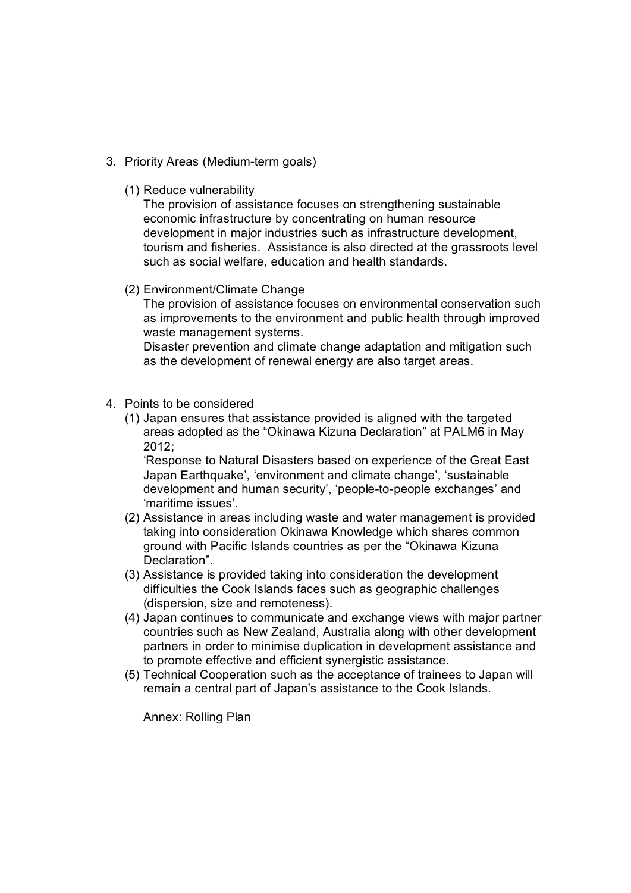3. Priority Areas (Medium-term goals)

   (1) Reduce vulnerability
   The provision of assistance focuses on strengthening sustainable economic infrastructure by concentrating on human resource development in major industries such as infrastructure development, tourism and fisheries. Assistance is also directed at the grassroots level such as social welfare, education and health standards.

   (2) Environment/Climate Change
   The provision of assistance focuses on environmental conservation such as improvements to the environment and public health through improved waste management systems.
   Disaster prevention and climate change adaptation and mitigation such as the development of renewal energy are also target areas.

4. Points to be considered
   (1) Japan ensures that assistance provided is aligned with the targeted areas adopted as the "Okinawa Kizuna Declaration" at PALM6 in May 2012;
   'Response to Natural Disasters based on experience of the Great East Japan Earthquake', 'environment and climate change', 'sustainable development and human security', 'people-to-people exchanges' and 'maritime issues'.
   (2) Assistance in areas including waste and water management is provided taking into consideration Okinawa Knowledge which shares common ground with Pacific Islands countries as per the "Okinawa Kizuna Declaration".
   (3) Assistance is provided taking into consideration the development difficulties the Cook Islands faces such as geographic challenges (dispersion, size and remoteness).
   (4) Japan continues to communicate and exchange views with major partner countries such as New Zealand, Australia along with other development partners in order to minimise duplication in development assistance and to promote effective and efficient synergistic assistance.
   (5) Technical Cooperation such as the acceptance of trainees to Japan will remain a central part of Japan's assistance to the Cook Islands.

   Annex: Rolling Plan